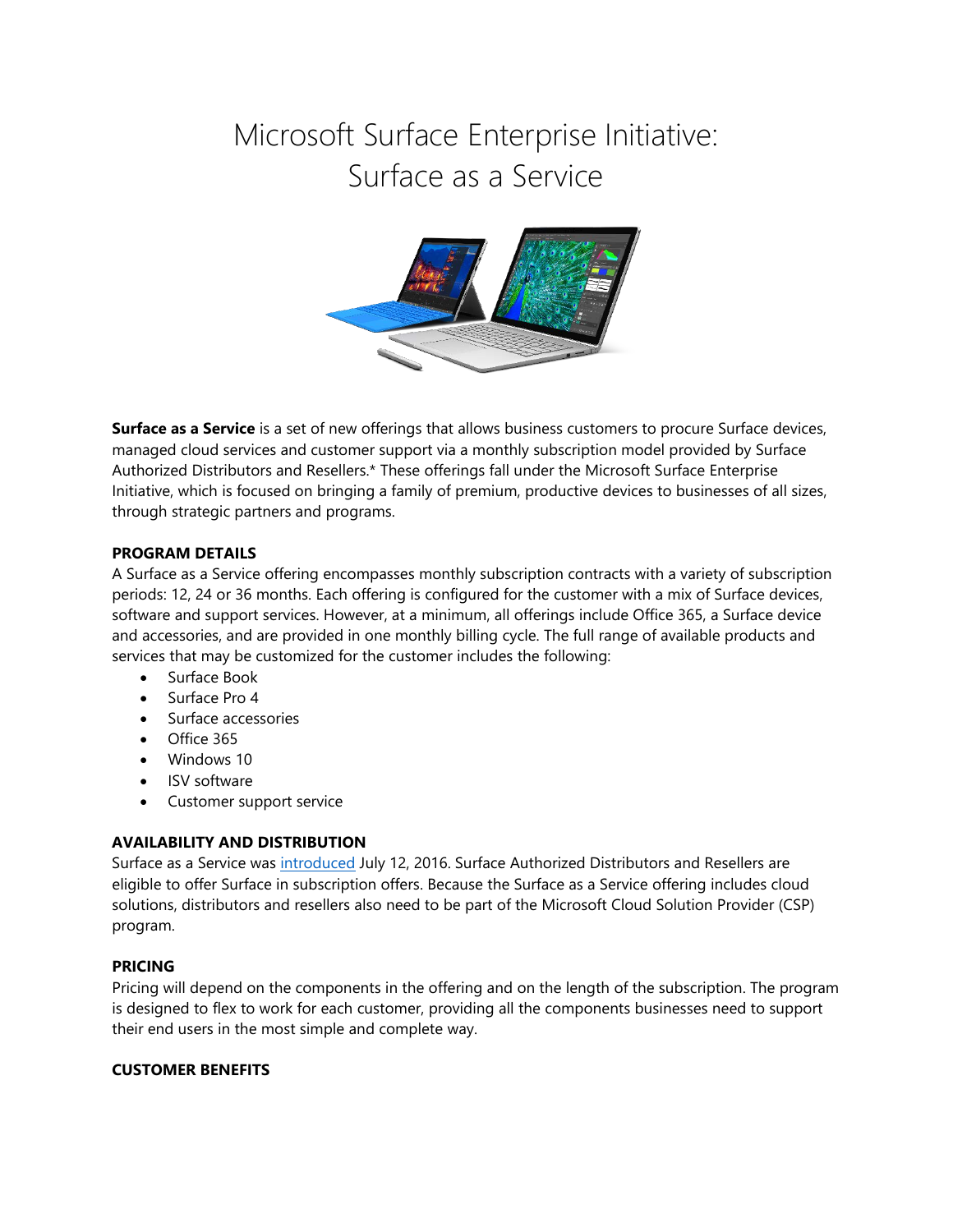# Microsoft Surface Enterprise Initiative: Surface as a Service

**Surface as a Service** is a set of new offerings that allows business customers to procure Surface devices, managed cloud services and customer support via a monthly subscription model provided by Surface Authorized Distributors and Resellers.* These offerings fall under the Microsoft Surface Enterprise Initiative, which is focused on bringing a family of premium, productive devices to businesses of all sizes, through strategic partners and programs.

**PROGRAM DETAILS**

A Surface as a Service offering encompasses monthly subscription contracts with a variety of subscription periods: 12, 24 or 36 months. Each offering is configured for the customer with a mix of Surface devices, software and support services. However, at a minimum, all offerings include Office 365, a Surface device and accessories, and are provided in one monthly billing cycle. The full range of available products and services that may be customized for the customer includes the following:

- Surface Book
- Surface Pro 4
- Surface accessories
- Office 365
- Windows 10
- ISV software
- Customer support service

**AVAILABILITY AND DISTRIBUTION**

Surface as a Service was introduced July 12, 2016. Surface Authorized Distributors and Resellers are eligible to offer Surface in subscription offers. Because the Surface as a Service offering includes cloud solutions, distributors and resellers also need to be part of the Microsoft Cloud Solution Provider (CSP) program.

**PRICING**

Pricing will depend on the components in the offering and on the length of the subscription. The program is designed to flex to work for each customer, providing all the components businesses need to support their end users in the most simple and complete way.

**CUSTOMER BENEFITS**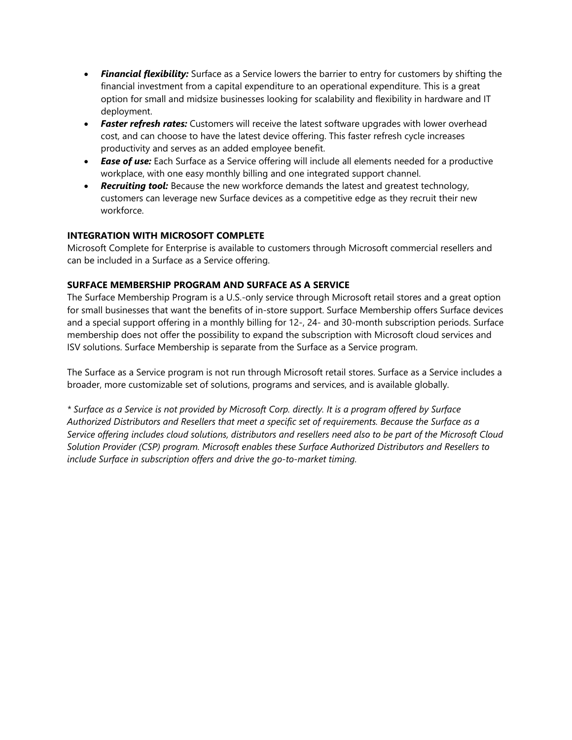- ***Financial flexibility:*** Surface as a Service lowers the barrier to entry for customers by shifting the financial investment from a capital expenditure to an operational expenditure. This is a great option for small and midsize businesses looking for scalability and flexibility in hardware and IT deployment.
- ***Faster refresh rates:*** Customers will receive the latest software upgrades with lower overhead cost, and can choose to have the latest device offering. This faster refresh cycle increases productivity and serves as an added employee benefit.
- ***Ease of use:*** Each Surface as a Service offering will include all elements needed for a productive workplace, with one easy monthly billing and one integrated support channel.
- ***Recruiting tool:*** Because the new workforce demands the latest and greatest technology, customers can leverage new Surface devices as a competitive edge as they recruit their new workforce.

**INTEGRATION WITH MICROSOFT COMPLETE**

Microsoft Complete for Enterprise is available to customers through Microsoft commercial resellers and can be included in a Surface as a Service offering.

**SURFACE MEMBERSHIP PROGRAM AND SURFACE AS A SERVICE**

The Surface Membership Program is a U.S.-only service through Microsoft retail stores and a great option for small businesses that want the benefits of in-store support. Surface Membership offers Surface devices and a special support offering in a monthly billing for 12-, 24- and 30-month subscription periods. Surface membership does not offer the possibility to expand the subscription with Microsoft cloud services and ISV solutions. Surface Membership is separate from the Surface as a Service program.

The Surface as a Service program is not run through Microsoft retail stores. Surface as a Service includes a broader, more customizable set of solutions, programs and services, and is available globally.

*\* Surface as a Service is not provided by Microsoft Corp. directly. It is a program offered by Surface Authorized Distributors and Resellers that meet a specific set of requirements. Because the Surface as a Service offering includes cloud solutions, distributors and resellers need also to be part of the Microsoft Cloud Solution Provider (CSP) program. Microsoft enables these Surface Authorized Distributors and Resellers to include Surface in subscription offers and drive the go-to-market timing.*